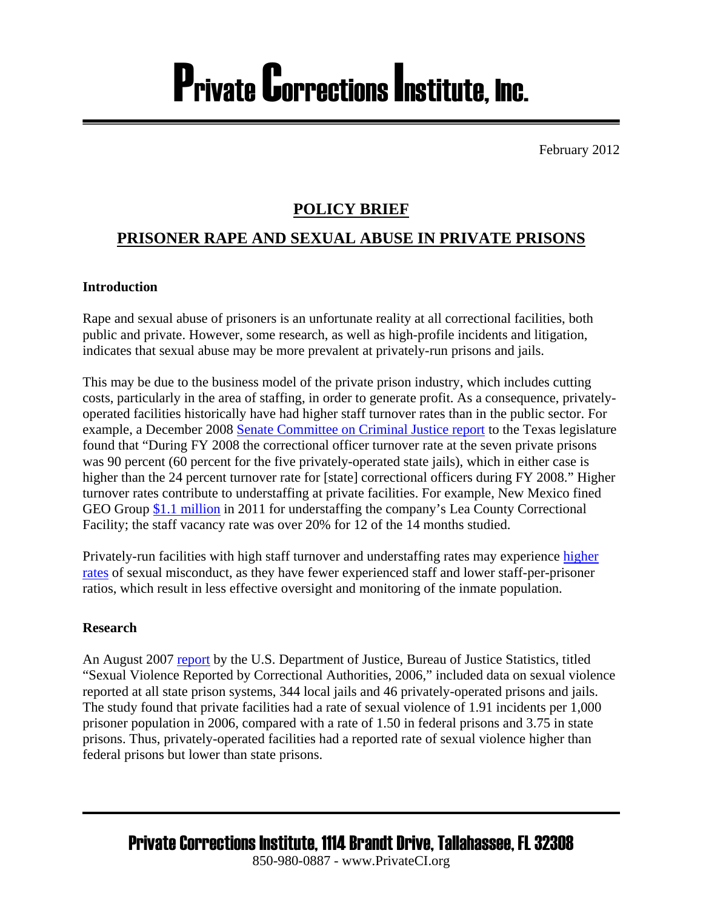# Private Corrections Institute, Inc.

February 2012

## POLICY BRIEF

## PRISONER RAPE AND SEXUAL ABUSE IN PRIVATE PRISONS

### Introduction

Rape and sexual abuse of prisoners is an unfortunate reality at all correctional facilities, both public and private. However, some research, as well as high-profile incidents and litigation, indicates that sexual abuse may be more prevalent at privately-run prisons and jails.

This may be due to the business model of the private prison industry, which includes cutting costs, particularly in the area of staffing, in order to generate profit. As a consequence, privately-operated facilities historically have had higher staff turnover rates than in the public sector. For example, a December 2008 Senate Committee on Criminal Justice report to the Texas legislature found that "During FY 2008 the correctional officer turnover rate at the seven private prisons was 90 percent (60 percent for the five privately-operated state jails), which in either case is higher than the 24 percent turnover rate for [state] correctional officers during FY 2008." Higher turnover rates contribute to understaffing at private facilities. For example, New Mexico fined GEO Group $1.1 million in 2011 for understaffing the company's Lea County Correctional Facility; the staff vacancy rate was over 20% for 12 of the 14 months studied.

Privately-run facilities with high staff turnover and understaffing rates may experience higher rates of sexual misconduct, as they have fewer experienced staff and lower staff-per-prisoner ratios, which result in less effective oversight and monitoring of the inmate population.

### Research

An August 2007 report by the U.S. Department of Justice, Bureau of Justice Statistics, titled "Sexual Violence Reported by Correctional Authorities, 2006," included data on sexual violence reported at all state prison systems, 344 local jails and 46 privately-operated prisons and jails. The study found that private facilities had a rate of sexual violence of 1.91 incidents per 1,000 prisoner population in 2006, compared with a rate of 1.50 in federal prisons and 3.75 in state prisons. Thus, privately-operated facilities had a reported rate of sexual violence higher than federal prisons but lower than state prisons.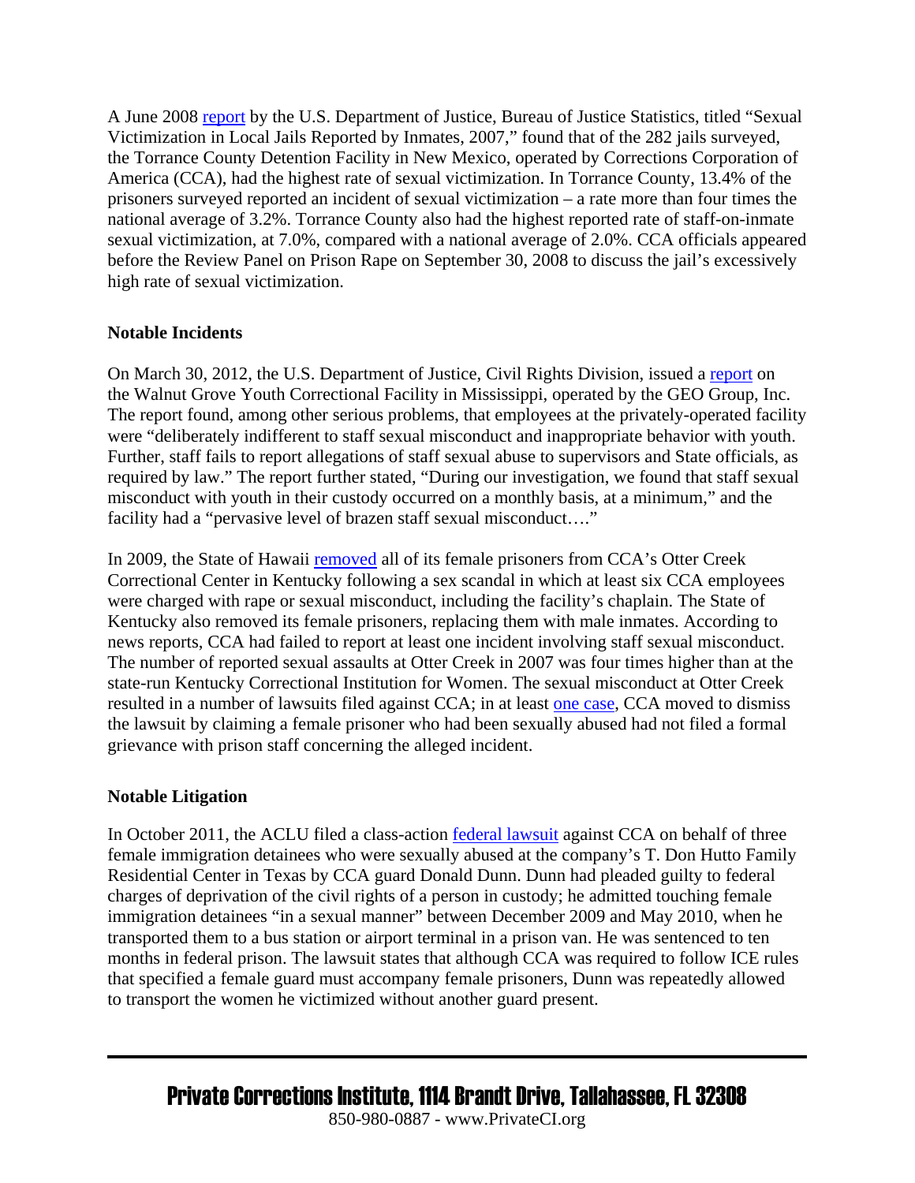A June 2008 report by the U.S. Department of Justice, Bureau of Justice Statistics, titled "Sexual Victimization in Local Jails Reported by Inmates, 2007," found that of the 282 jails surveyed, the Torrance County Detention Facility in New Mexico, operated by Corrections Corporation of America (CCA), had the highest rate of sexual victimization. In Torrance County, 13.4% of the prisoners surveyed reported an incident of sexual victimization – a rate more than four times the national average of 3.2%. Torrance County also had the highest reported rate of staff-on-inmate sexual victimization, at 7.0%, compared with a national average of 2.0%. CCA officials appeared before the Review Panel on Prison Rape on September 30, 2008 to discuss the jail's excessively high rate of sexual victimization.

**Notable Incidents**

On March 30, 2012, the U.S. Department of Justice, Civil Rights Division, issued a report on the Walnut Grove Youth Correctional Facility in Mississippi, operated by the GEO Group, Inc. The report found, among other serious problems, that employees at the privately-operated facility were "deliberately indifferent to staff sexual misconduct and inappropriate behavior with youth. Further, staff fails to report allegations of staff sexual abuse to supervisors and State officials, as required by law." The report further stated, "During our investigation, we found that staff sexual misconduct with youth in their custody occurred on a monthly basis, at a minimum," and the facility had a "pervasive level of brazen staff sexual misconduct…."

In 2009, the State of Hawaii removed all of its female prisoners from CCA's Otter Creek Correctional Center in Kentucky following a sex scandal in which at least six CCA employees were charged with rape or sexual misconduct, including the facility's chaplain. The State of Kentucky also removed its female prisoners, replacing them with male inmates. According to news reports, CCA had failed to report at least one incident involving staff sexual misconduct. The number of reported sexual assaults at Otter Creek in 2007 was four times higher than at the state-run Kentucky Correctional Institution for Women. The sexual misconduct at Otter Creek resulted in a number of lawsuits filed against CCA; in at least one case, CCA moved to dismiss the lawsuit by claiming a female prisoner who had been sexually abused had not filed a formal grievance with prison staff concerning the alleged incident.

**Notable Litigation**

In October 2011, the ACLU filed a class-action federal lawsuit against CCA on behalf of three female immigration detainees who were sexually abused at the company's T. Don Hutto Family Residential Center in Texas by CCA guard Donald Dunn. Dunn had pleaded guilty to federal charges of deprivation of the civil rights of a person in custody; he admitted touching female immigration detainees "in a sexual manner" between December 2009 and May 2010, when he transported them to a bus station or airport terminal in a prison van. He was sentenced to ten months in federal prison. The lawsuit states that although CCA was required to follow ICE rules that specified a female guard must accompany female prisoners, Dunn was repeatedly allowed to transport the women he victimized without another guard present.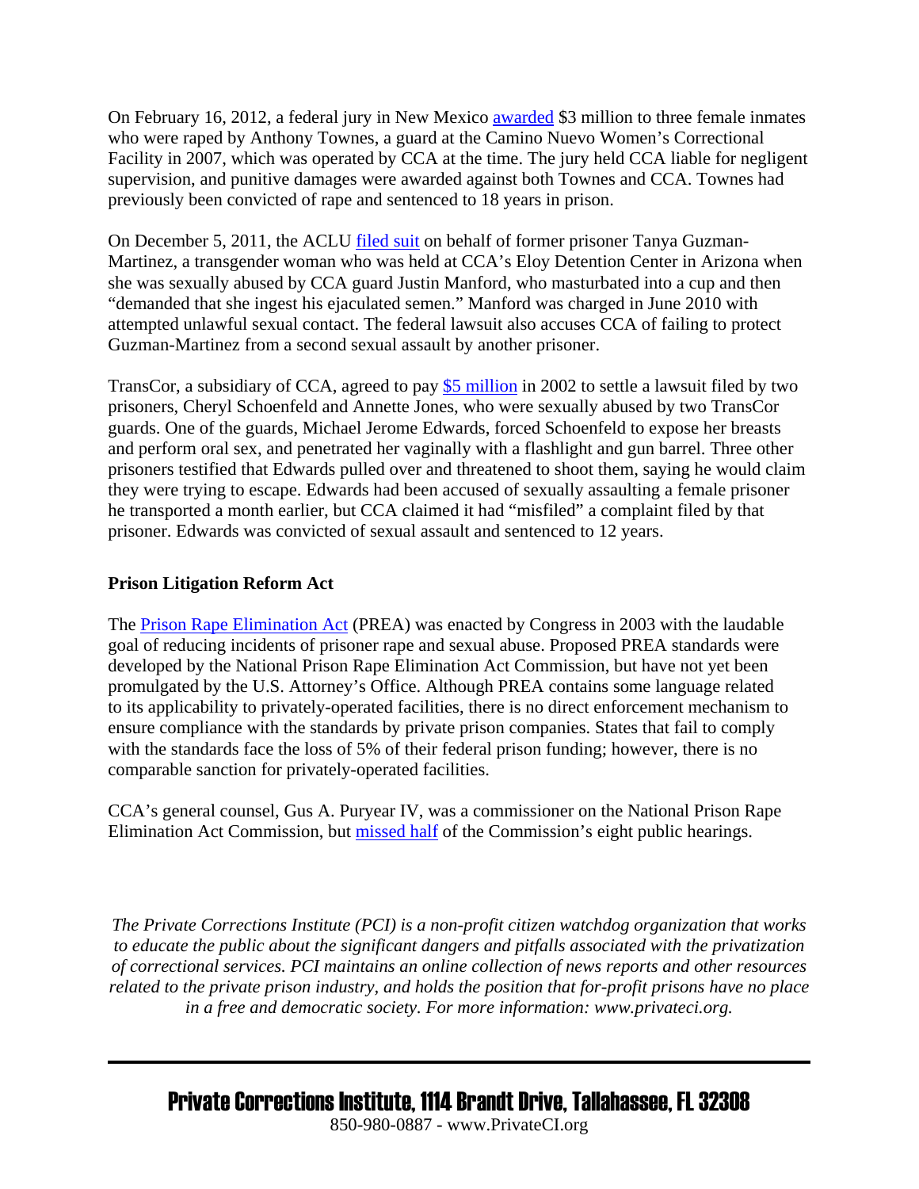On February 16, 2012, a federal jury in New Mexico awarded $3 million to three female inmates who were raped by Anthony Townes, a guard at the Camino Nuevo Women's Correctional Facility in 2007, which was operated by CCA at the time. The jury held CCA liable for negligent supervision, and punitive damages were awarded against both Townes and CCA. Townes had previously been convicted of rape and sentenced to 18 years in prison.

On December 5, 2011, the ACLU filed suit on behalf of former prisoner Tanya Guzman-Martinez, a transgender woman who was held at CCA's Eloy Detention Center in Arizona when she was sexually abused by CCA guard Justin Manford, who masturbated into a cup and then "demanded that she ingest his ejaculated semen." Manford was charged in June 2010 with attempted unlawful sexual contact. The federal lawsuit also accuses CCA of failing to protect Guzman-Martinez from a second sexual assault by another prisoner.

TransCor, a subsidiary of CCA, agreed to pay $5 million in 2002 to settle a lawsuit filed by two prisoners, Cheryl Schoenfeld and Annette Jones, who were sexually abused by two TransCor guards. One of the guards, Michael Jerome Edwards, forced Schoenfeld to expose her breasts and perform oral sex, and penetrated her vaginally with a flashlight and gun barrel. Three other prisoners testified that Edwards pulled over and threatened to shoot them, saying he would claim they were trying to escape. Edwards had been accused of sexually assaulting a female prisoner he transported a month earlier, but CCA claimed it had "misfiled" a complaint filed by that prisoner. Edwards was convicted of sexual assault and sentenced to 12 years.

**Prison Litigation Reform Act**

The Prison Rape Elimination Act (PREA) was enacted by Congress in 2003 with the laudable goal of reducing incidents of prisoner rape and sexual abuse. Proposed PREA standards were developed by the National Prison Rape Elimination Act Commission, but have not yet been promulgated by the U.S. Attorney's Office. Although PREA contains some language related to its applicability to privately-operated facilities, there is no direct enforcement mechanism to ensure compliance with the standards by private prison companies. States that fail to comply with the standards face the loss of 5% of their federal prison funding; however, there is no comparable sanction for privately-operated facilities.

CCA's general counsel, Gus A. Puryear IV, was a commissioner on the National Prison Rape Elimination Act Commission, but missed half of the Commission's eight public hearings.

*The Private Corrections Institute (PCI) is a non-profit citizen watchdog organization that works to educate the public about the significant dangers and pitfalls associated with the privatization of correctional services. PCI maintains an online collection of news reports and other resources related to the private prison industry, and holds the position that for-profit prisons have no place in a free and democratic society. For more information: www.privateci.org.*

**Private Corrections Institute, 1114 Brandt Drive, Tallahassee, FL 32308**

850-980-0887 - www.PrivateCI.org